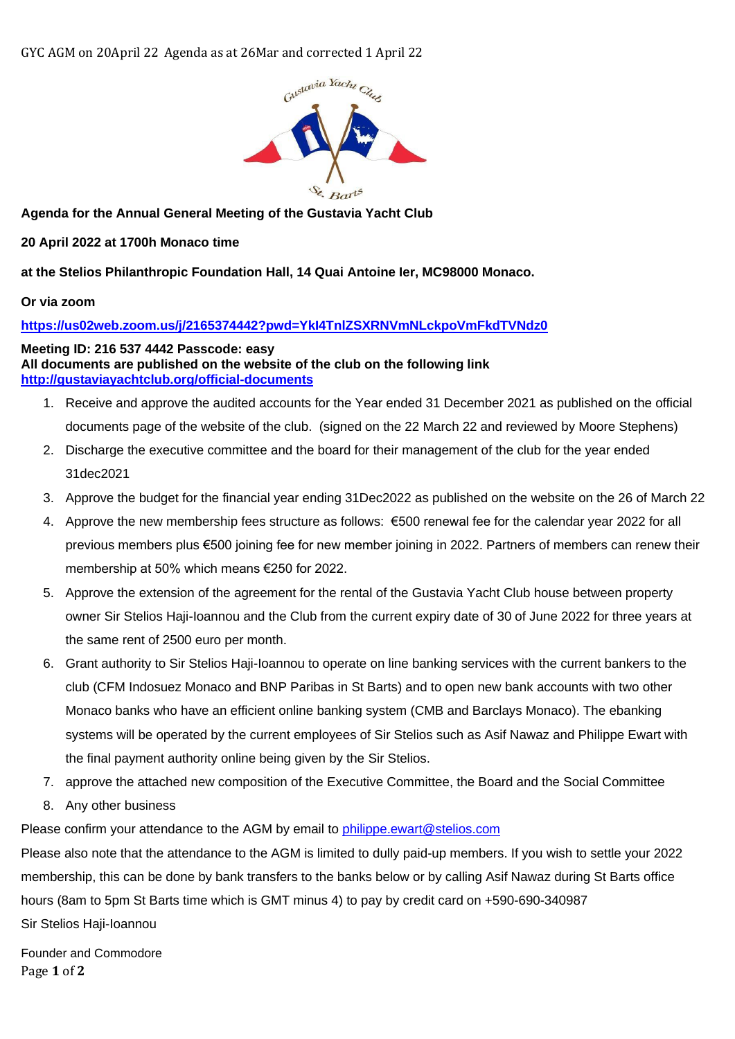GYC AGM on 20April 22 Agenda as at 26Mar and corrected 1 April 22

**Agenda for the Annual General Meeting of the Gustavia Yacht Club**

**20 April 2022 at 1700h Monaco time**

**at the Stelios Philanthropic Foundation Hall, 14 Quai Antoine Ier, MC98000 Monaco.**

**Or via zoom**

**https://us02web.zoom.us/j/2165374442?pwd=YkI4TnlZSXRNVmNLckpoVmFkdTVNdz0**

**Meeting ID: 216 537 4442 Passcode: easy**
**All documents are published on the website of the club on the following link**
**http://gustaviayachtclub.org/official-documents**

1. Receive and approve the audited accounts for the Year ended 31 December 2021 as published on the official documents page of the website of the club. (signed on the 22 March 22 and reviewed by Moore Stephens)
2. Discharge the executive committee and the board for their management of the club for the year ended 31dec2021
3. Approve the budget for the financial year ending 31Dec2022 as published on the website on the 26 of March 22
4. Approve the new membership fees structure as follows: €500 renewal fee for the calendar year 2022 for all previous members plus €500 joining fee for new member joining in 2022. Partners of members can renew their membership at 50% which means €250 for 2022.
5. Approve the extension of the agreement for the rental of the Gustavia Yacht Club house between property owner Sir Stelios Haji-Ioannou and the Club from the current expiry date of 30 of June 2022 for three years at the same rent of 2500 euro per month.
6. Grant authority to Sir Stelios Haji-Ioannou to operate on line banking services with the current bankers to the club (CFM Indosuez Monaco and BNP Paribas in St Barts) and to open new bank accounts with two other Monaco banks who have an efficient online banking system (CMB and Barclays Monaco). The ebanking systems will be operated by the current employees of Sir Stelios such as Asif Nawaz and Philippe Ewart with the final payment authority online being given by the Sir Stelios.
7. approve the attached new composition of the Executive Committee, the Board and the Social Committee
8. Any other business

Please confirm your attendance to the AGM by email to philippe.ewart@stelios.com

Please also note that the attendance to the AGM is limited to dully paid-up members. If you wish to settle your 2022 membership, this can be done by bank transfers to the banks below or by calling Asif Nawaz during St Barts office hours (8am to 5pm St Barts time which is GMT minus 4) to pay by credit card on +590-690-340987

Sir Stelios Haji-Ioannou

Founder and Commodore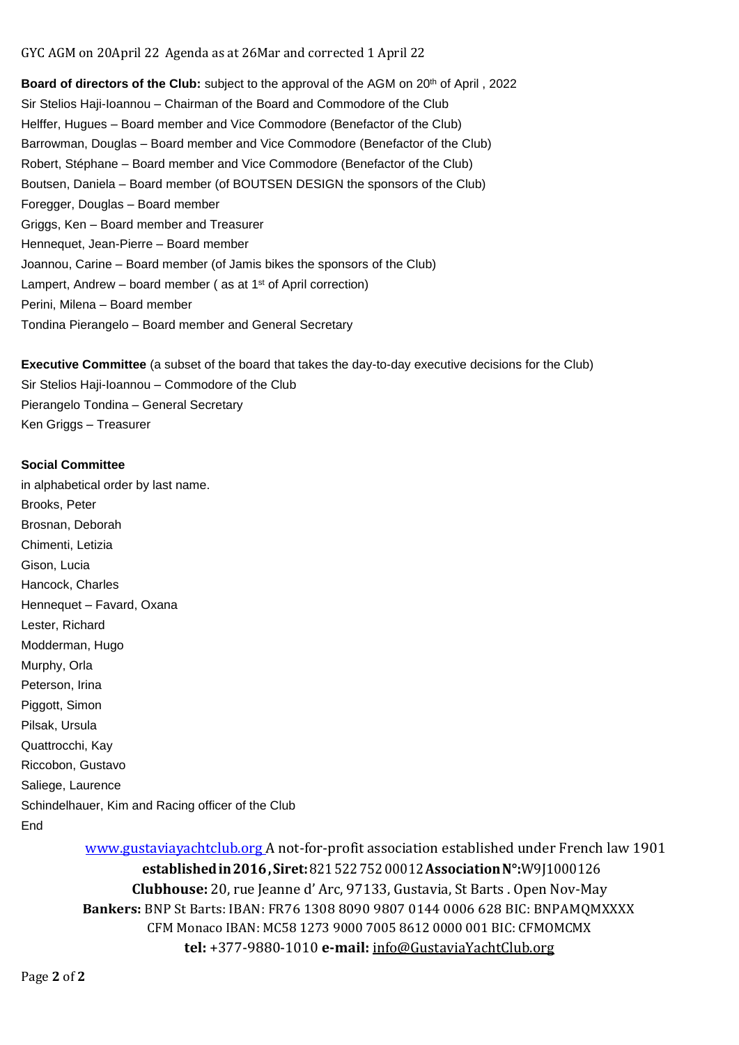GYC AGM on 20April 22 Agenda as at 26Mar and corrected 1 April 22

**Board of directors of the Club:** subject to the approval of the AGM on 20th of April , 2022

Sir Stelios Haji-Ioannou – Chairman of the Board and Commodore of the Club
Helffer, Hugues – Board member and Vice Commodore (Benefactor of the Club)
Barrowman, Douglas – Board member and Vice Commodore (Benefactor of the Club)
Robert, Stéphane – Board member and Vice Commodore (Benefactor of the Club)
Boutsen, Daniela – Board member (of BOUTSEN DESIGN the sponsors of the Club)
Foregger, Douglas – Board member
Griggs, Ken – Board member and Treasurer
Hennequet, Jean-Pierre – Board member
Joannou, Carine – Board member (of Jamis bikes the sponsors of the Club)
Lampert, Andrew – board member ( as at 1st of April correction)
Perini, Milena – Board member
Tondina Pierangelo – Board member and General Secretary

**Executive Committee** (a subset of the board that takes the day-to-day executive decisions for the Club)

Sir Stelios Haji-Ioannou – Commodore of the Club
Pierangelo Tondina – General Secretary
Ken Griggs – Treasurer

**Social Committee**

in alphabetical order by last name.

Brooks, Peter
Brosnan, Deborah
Chimenti, Letizia
Gison, Lucia
Hancock, Charles
Hennequet – Favard, Oxana
Lester, Richard
Modderman, Hugo
Murphy, Orla
Peterson, Irina
Piggott, Simon
Pilsak, Ursula
Quattrocchi, Kay
Riccobon, Gustavo
Saliege, Laurence
Schindelhauer, Kim and Racing officer of the Club
End

www.gustaviayachtclub.org A not-for-profit association established under French law 1901
**established in 2016 , Siret:** 821 522 752 00012 **Association N°:** W9J1000126
**Clubhouse:** 20, rue Jeanne d' Arc, 97133, Gustavia, St Barts . Open Nov-May
**Bankers:** BNP St Barts: IBAN: FR76 1308 8090 9807 0144 0006 628 BIC: BNPAMQMXXXX
CFM Monaco IBAN: MC58 1273 9000 7005 8612 0000 001 BIC: CFMOMCMX
**tel:** +377-9880-1010 **e-mail:** info@GustaviaYachtClub.org